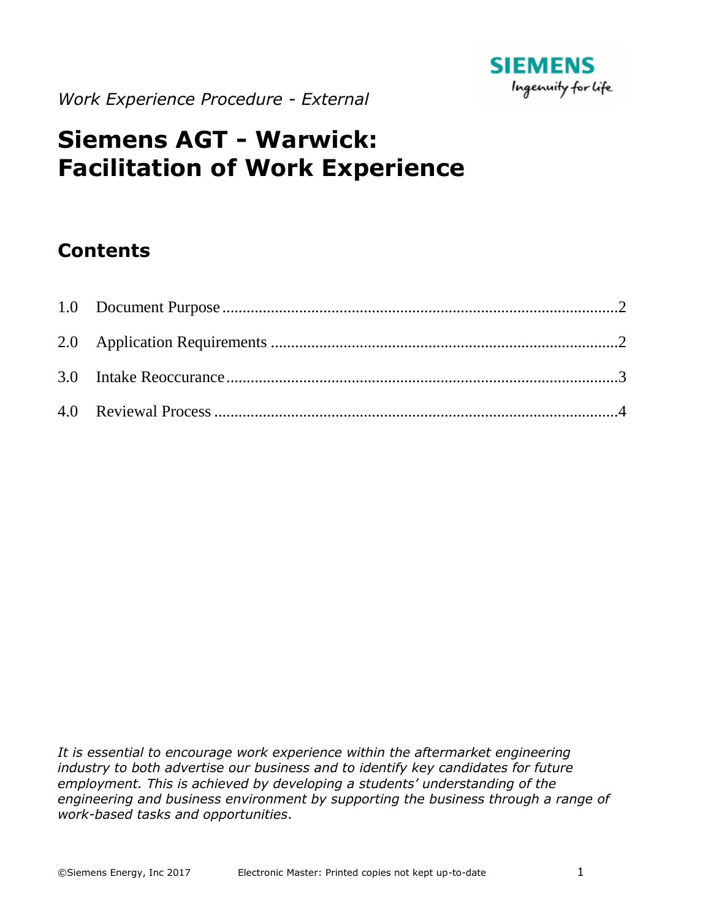*Work Experience Procedure - External*

# Siemens AGT - Warwick: Facilitation of Work Experience

## Contents

1.0 Document Purpose .......... 2

2.0 Application Requirements .......... 2

3.0 Intake Reoccurance .......... 3

4.0 Reviewal Process .......... 4

*It is essential to encourage work experience within the aftermarket engineering industry to both advertise our business and to identify key candidates for future employment. This is achieved by developing a students' understanding of the engineering and business environment by supporting the business through a range of work-based tasks and opportunities*.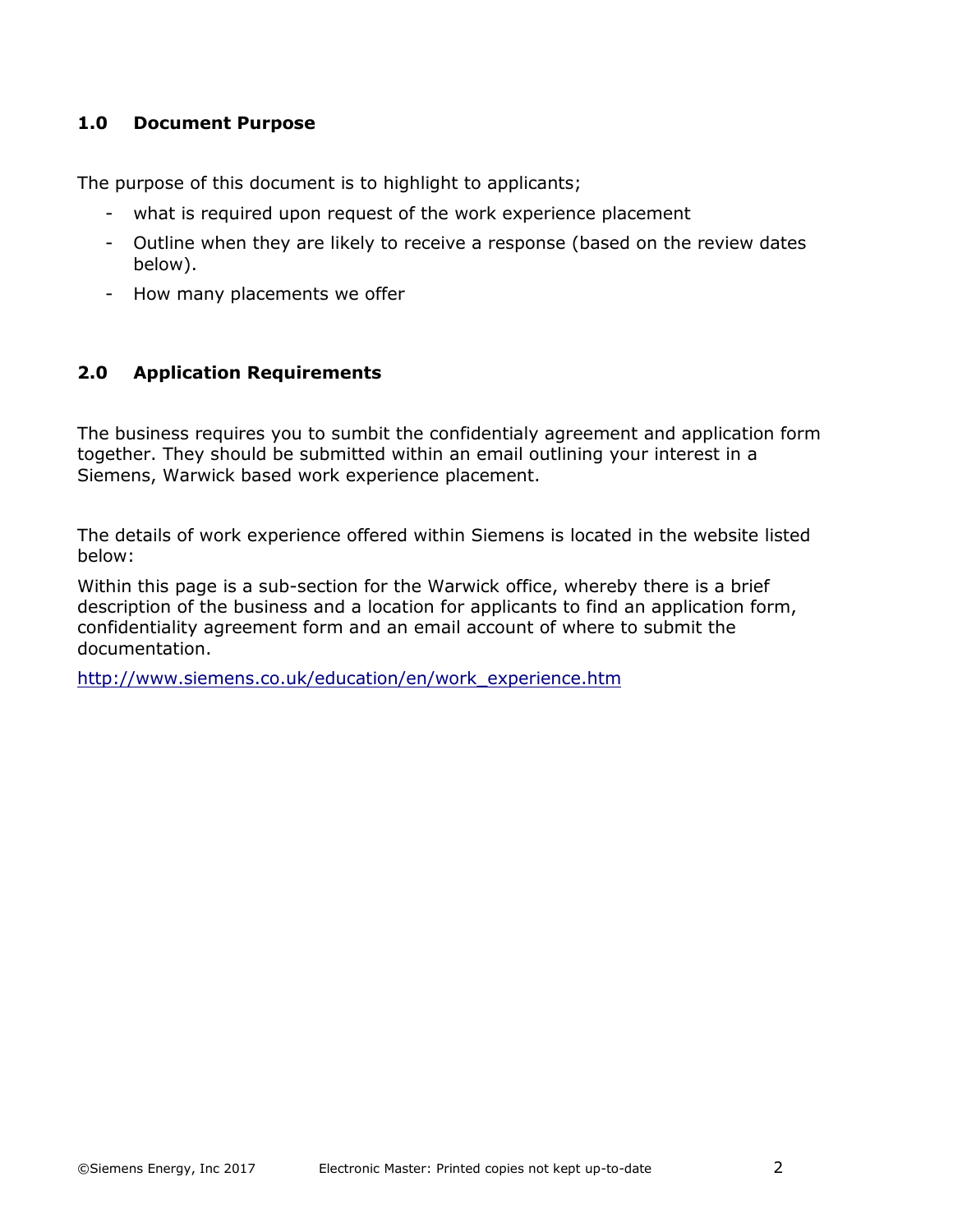## 1.0 Document Purpose

The purpose of this document is to highlight to applicants;

- what is required upon request of the work experience placement
- Outline when they are likely to receive a response (based on the review dates below).
- How many placements we offer

## 2.0 Application Requirements

The business requires you to sumbit the confidentialy agreement and application form together. They should be submitted within an email outlining your interest in a Siemens, Warwick based work experience placement.

The details of work experience offered within Siemens is located in the website listed below:

Within this page is a sub-section for the Warwick office, whereby there is a brief description of the business and a location for applicants to find an application form, confidentiality agreement form and an email account of where to submit the documentation.

http://www.siemens.co.uk/education/en/work_experience.htm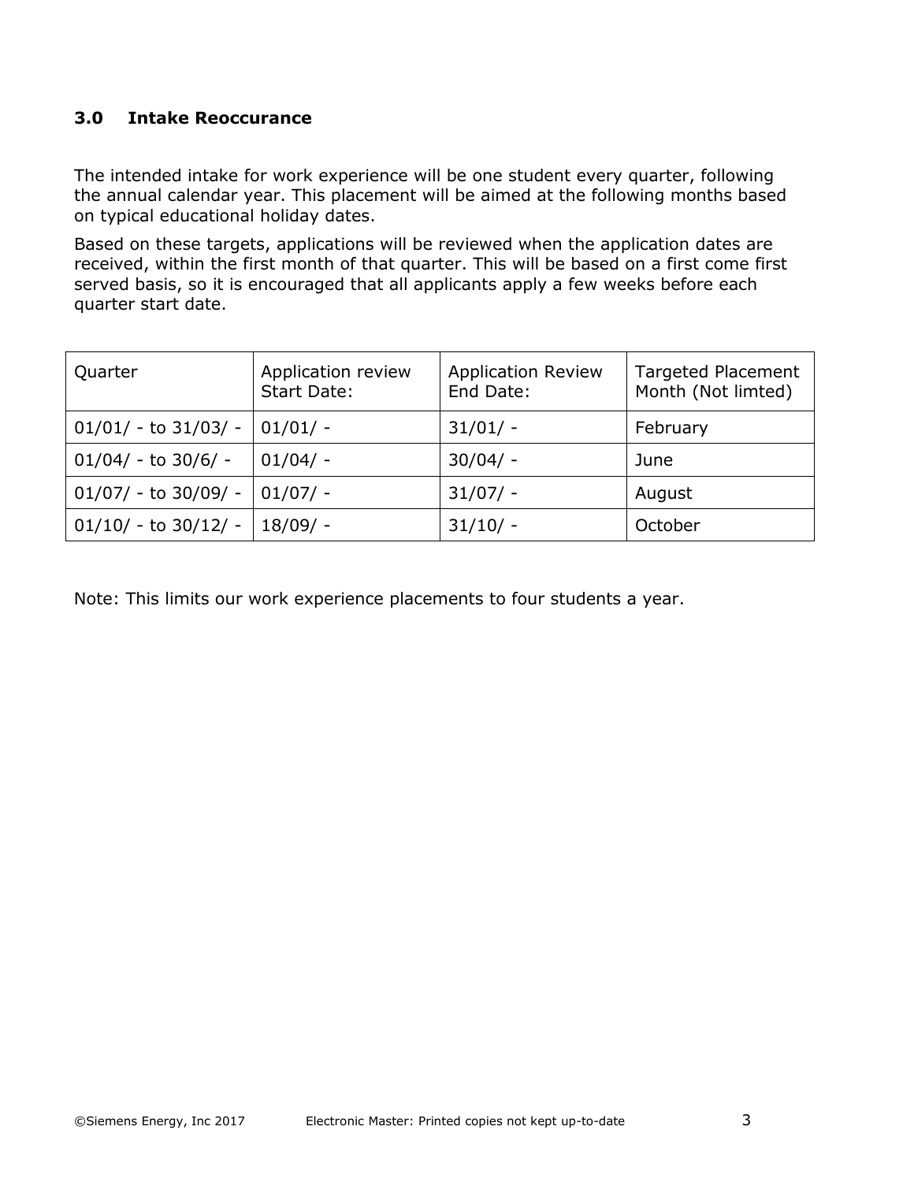## 3.0 Intake Reoccurance

The intended intake for work experience will be one student every quarter, following the annual calendar year. This placement will be aimed at the following months based on typical educational holiday dates.

Based on these targets, applications will be reviewed when the application dates are received, within the first month of that quarter. This will be based on a first come first served basis, so it is encouraged that all applicants apply a few weeks before each quarter start date.

| Quarter | Application review Start Date: | Application Review End Date: | Targeted Placement Month (Not limted) |
|---|---|---|---|
| 01/01/ - to 31/03/ - | 01/01/ - | 31/01/ - | February |
| 01/04/ - to 30/6/ - | 01/04/ - | 30/04/ - | June |
| 01/07/ - to 30/09/ - | 01/07/ - | 31/07/ - | August |
| 01/10/ - to 30/12/ - | 18/09/ - | 31/10/ - | October |

Note: This limits our work experience placements to four students a year.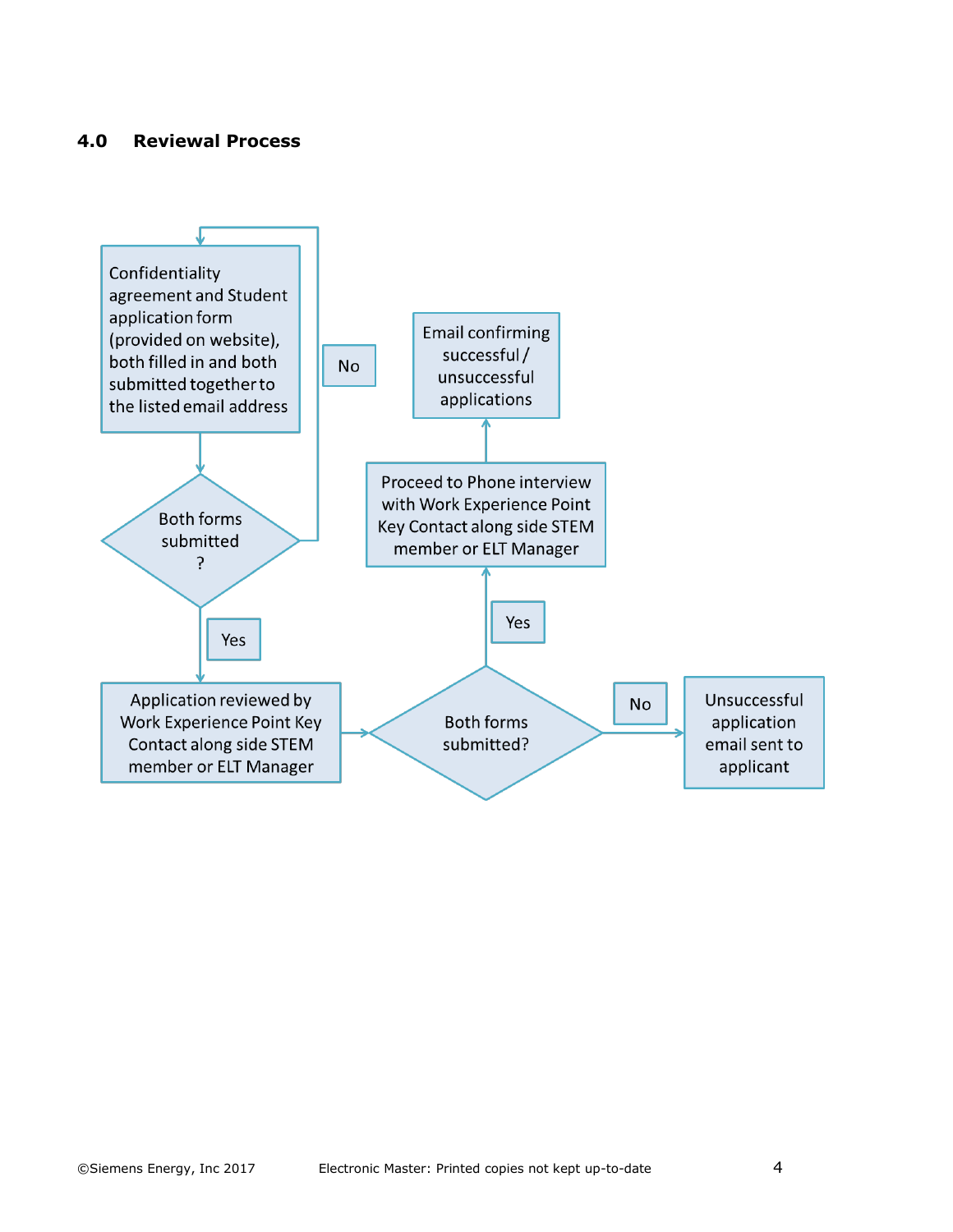## 4.0 Reviewal Process

Confidentiality agreement and Student application form (provided on website), both filled in and both submitted together to the listed email address

Both forms submitted ?

No

Yes

Application reviewed by Work Experience Point Key Contact along side STEM member or ELT Manager

Both forms submitted?

Yes

No

Unsuccessful application email sent to applicant

Proceed to Phone interview with Work Experience Point Key Contact along side STEM member or ELT Manager

Email confirming successful / unsuccessful applications